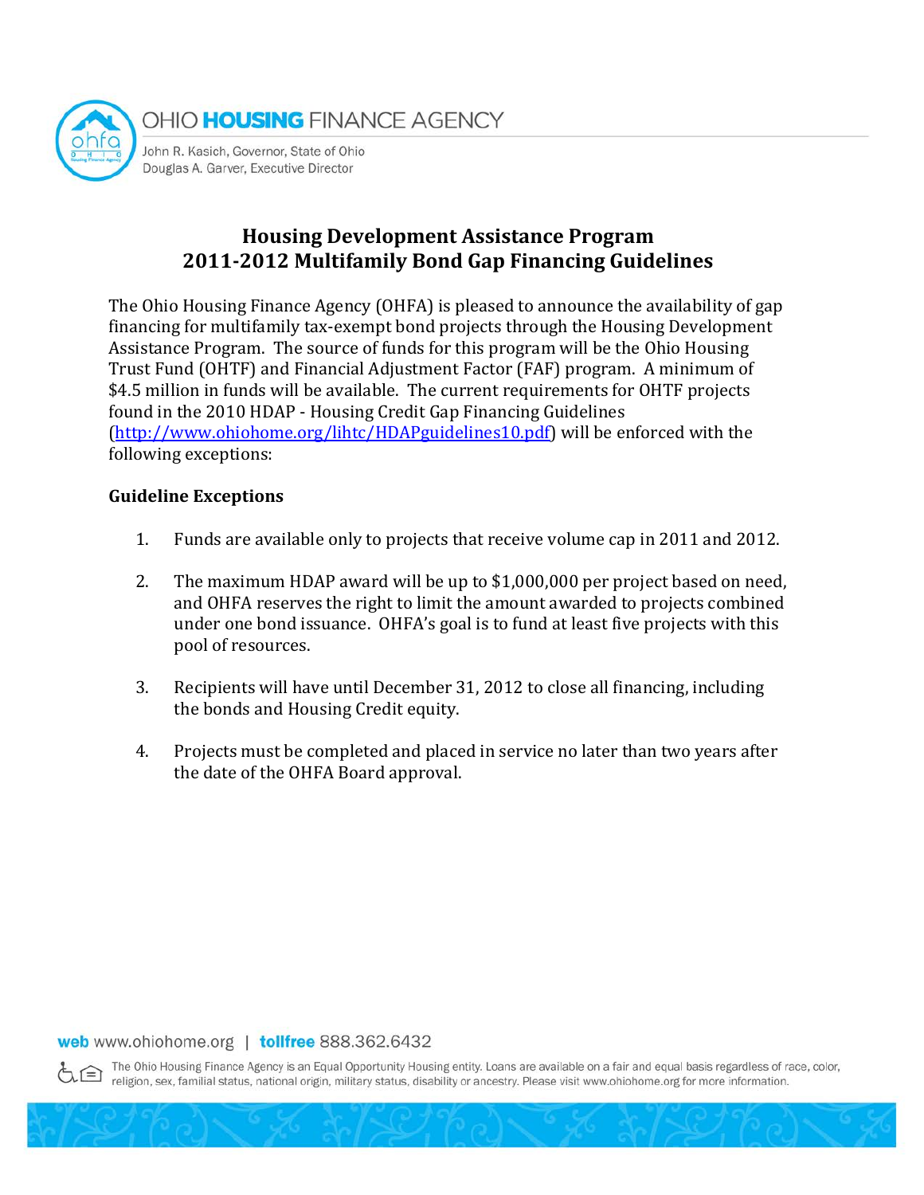OHIO **HOUSING** FINANCE AGENCY

John R. Kasich, Governor, State of Ohio
Douglas A. Garver, Executive Director

# Housing Development Assistance Program
# 2011-2012 Multifamily Bond Gap Financing Guidelines

The Ohio Housing Finance Agency (OHFA) is pleased to announce the availability of gap financing for multifamily tax-exempt bond projects through the Housing Development Assistance Program. The source of funds for this program will be the Ohio Housing Trust Fund (OHTF) and Financial Adjustment Factor (FAF) program. A minimum of $4.5 million in funds will be available. The current requirements for OHTF projects found in the 2010 HDAP - Housing Credit Gap Financing Guidelines (http://www.ohiohome.org/lihtc/HDAPguidelines10.pdf) will be enforced with the following exceptions:

## Guideline Exceptions

1. Funds are available only to projects that receive volume cap in 2011 and 2012.
2. The maximum HDAP award will be up to $1,000,000 per project based on need, and OHFA reserves the right to limit the amount awarded to projects combined under one bond issuance. OHFA's goal is to fund at least five projects with this pool of resources.
3. Recipients will have until December 31, 2012 to close all financing, including the bonds and Housing Credit equity.
4. Projects must be completed and placed in service no later than two years after the date of the OHFA Board approval.

**web** www.ohiohome.org | **tollfree** 888.362.6432

The Ohio Housing Finance Agency is an Equal Opportunity Housing entity. Loans are available on a fair and equal basis regardless of race, color, religion, sex, familial status, national origin, military status, disability or ancestry. Please visit www.ohiohome.org for more information.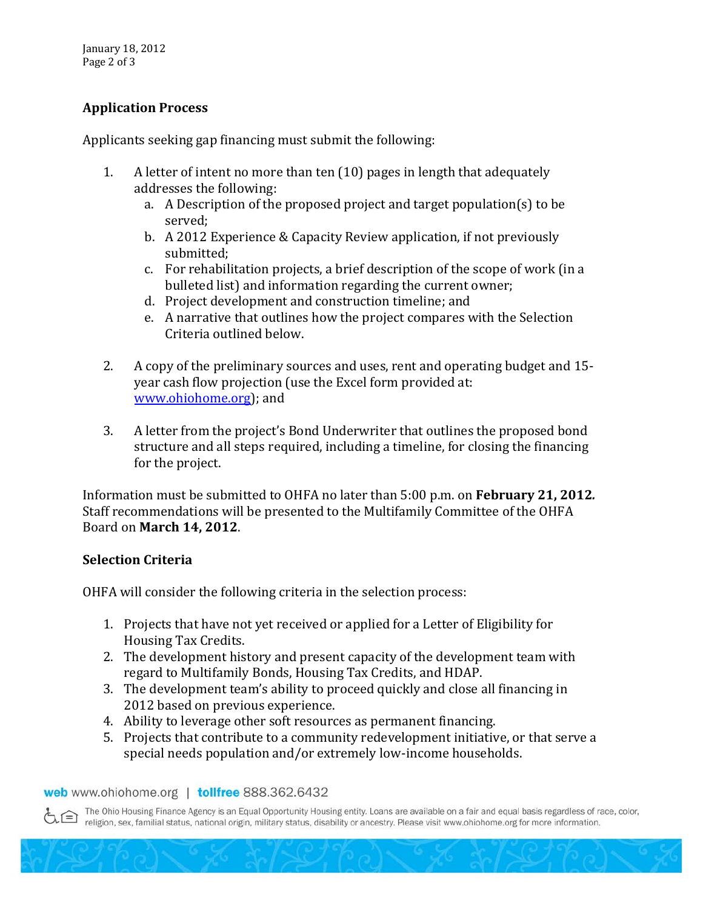## Application Process

Applicants seeking gap financing must submit the following:

1. A letter of intent no more than ten (10) pages in length that adequately addresses the following:
   a. A Description of the proposed project and target population(s) to be served;
   b. A 2012 Experience & Capacity Review application, if not previously submitted;
   c. For rehabilitation projects, a brief description of the scope of work (in a bulleted list) and information regarding the current owner;
   d. Project development and construction timeline; and
   e. A narrative that outlines how the project compares with the Selection Criteria outlined below.

2. A copy of the preliminary sources and uses, rent and operating budget and 15-year cash flow projection (use the Excel form provided at: [www.ohiohome.org](http://www.ohiohome.org)); and

3. A letter from the project's Bond Underwriter that outlines the proposed bond structure and all steps required, including a timeline, for closing the financing for the project.

Information must be submitted to OHFA no later than 5:00 p.m. on **February 21, 2012.** Staff recommendations will be presented to the Multifamily Committee of the OHFA Board on **March 14, 2012**.

## Selection Criteria

OHFA will consider the following criteria in the selection process:

1. Projects that have not yet received or applied for a Letter of Eligibility for Housing Tax Credits.
2. The development history and present capacity of the development team with regard to Multifamily Bonds, Housing Tax Credits, and HDAP.
3. The development team's ability to proceed quickly and close all financing in 2012 based on previous experience.
4. Ability to leverage other soft resources as permanent financing.
5. Projects that contribute to a community redevelopment initiative, or that serve a special needs population and/or extremely low-income households.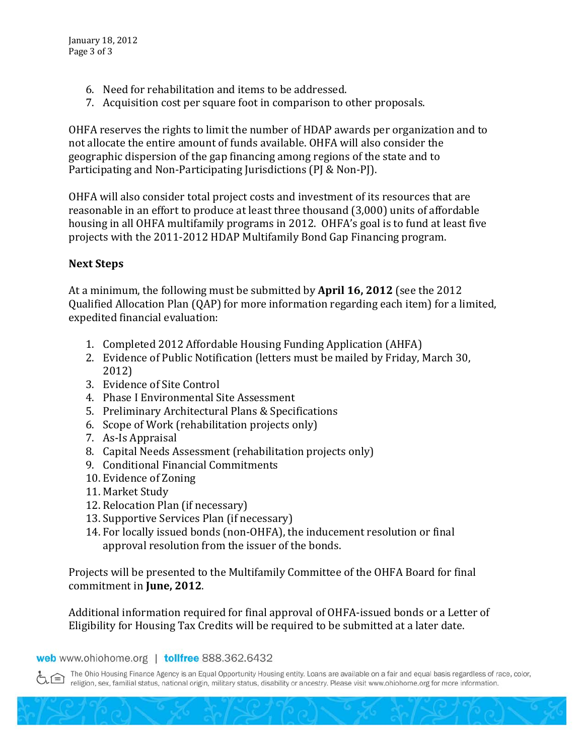6. Need for rehabilitation and items to be addressed.
7. Acquisition cost per square foot in comparison to other proposals.

OHFA reserves the rights to limit the number of HDAP awards per organization and to not allocate the entire amount of funds available. OHFA will also consider the geographic dispersion of the gap financing among regions of the state and to Participating and Non-Participating Jurisdictions (PJ & Non-PJ).

OHFA will also consider total project costs and investment of its resources that are reasonable in an effort to produce at least three thousand (3,000) units of affordable housing in all OHFA multifamily programs in 2012. OHFA's goal is to fund at least five projects with the 2011-2012 HDAP Multifamily Bond Gap Financing program.

**Next Steps**

At a minimum, the following must be submitted by **April 16, 2012** (see the 2012 Qualified Allocation Plan (QAP) for more information regarding each item) for a limited, expedited financial evaluation:

1. Completed 2012 Affordable Housing Funding Application (AHFA)
2. Evidence of Public Notification (letters must be mailed by Friday, March 30, 2012)
3. Evidence of Site Control
4. Phase I Environmental Site Assessment
5. Preliminary Architectural Plans & Specifications
6. Scope of Work (rehabilitation projects only)
7. As-Is Appraisal
8. Capital Needs Assessment (rehabilitation projects only)
9. Conditional Financial Commitments
10. Evidence of Zoning
11. Market Study
12. Relocation Plan (if necessary)
13. Supportive Services Plan (if necessary)
14. For locally issued bonds (non-OHFA), the inducement resolution or final approval resolution from the issuer of the bonds.

Projects will be presented to the Multifamily Committee of the OHFA Board for final commitment in **June, 2012**.

Additional information required for final approval of OHFA-issued bonds or a Letter of Eligibility for Housing Tax Credits will be required to be submitted at a later date.